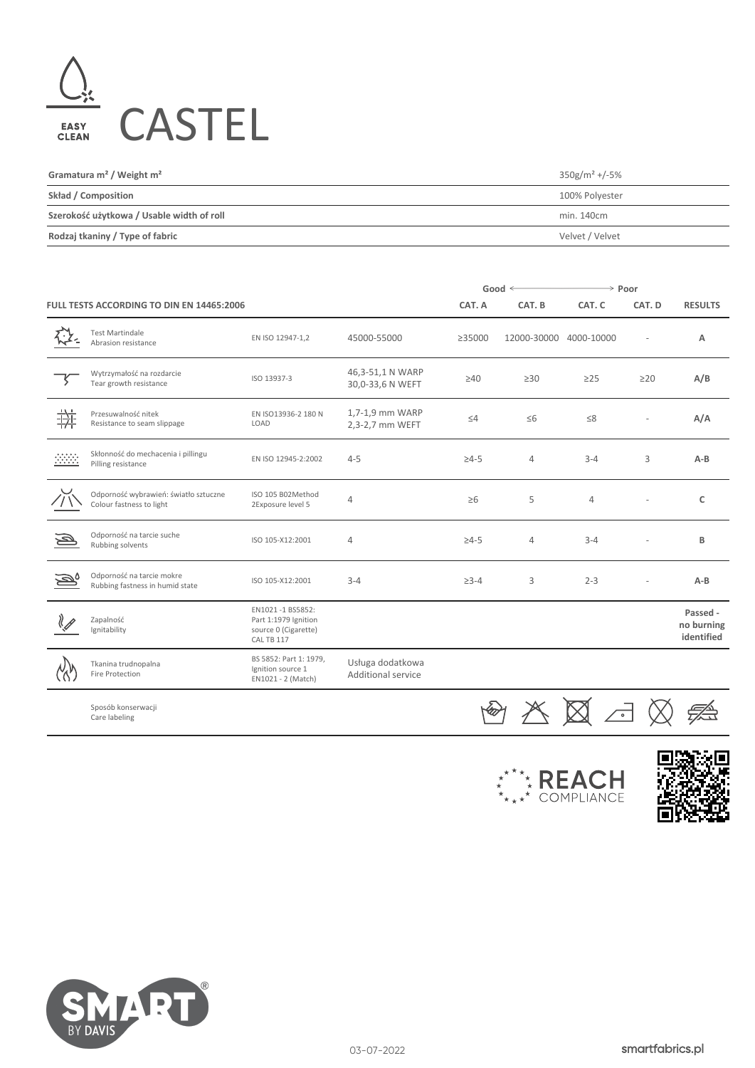EASY CLEAN

# CASTEL

| | |
|---|---|
| **Gramatura m² / Weight m²** | 350g/m² +/-5% |
| **Skład / Composition** | 100% Polyester |
| **Szerokość użytkowa / Usable width of roll** | min. 140cm |
| **Rodzaj tkaniny / Type of fabric** | Velvet / Velvet |

| **FULL TESTS ACCORDING TO DIN EN 14465:2006** | | | **CAT. A** (Good) | **CAT. B** | **CAT. C** | **CAT. D** (Poor) | **RESULTS** |
|---|---|---|---|---|---|---|---|
| Test Martindale<br>Abrasion resistance | EN ISO 12947-1,2 | 45000-55000 | ≥35000 | 12000-30000 | 4000-10000 | - | A |
| Wytrzymałość na rozdarcie<br>Tear growth resistance | ISO 13937-3 | 46,3-51,1 N WARP<br>30,0-33,6 N WEFT | ≥40 | ≥30 | ≥25 | ≥20 | **A/B** |
| Przesuwalność nitek<br>Resistance to seam slippage | EN ISO13936-2 180 N LOAD | 1,7-1,9 mm WARP<br>2,3-2,7 mm WEFT | ≤4 | ≤6 | ≤8 | - | **A/A** |
| Skłonność do mechacenia i pillingu<br>Pilling resistance | EN ISO 12945-2:2002 | 4-5 | ≥4-5 | 4 | 3-4 | 3 | **A-B** |
| Odporność wybrawień: światło sztuczne<br>Colour fastness to light | ISO 105 B02Method 2Exposure level 5 | 4 | ≥6 | 5 | 4 | - | C |
| Odporność na tarcie suche<br>Rubbing solvents | ISO 105-X12:2001 | 4 | ≥4-5 | 4 | 3-4 | - | B |
| Odporność na tarcie mokre<br>Rubbing fastness in humid state | ISO 105-X12:2001 | 3-4 | ≥3-4 | 3 | 2-3 | - | **A-B** |
| Zapalność<br>Ignitability | EN1021 -1 BS5852: Part 1:1979 Ignition source 0 (Cigarette) CAL TB 117 | | | | | | **Passed - no burning identified** |
| Tkanina trudnopalna<br>Fire Protection | BS 5852: Part 1: 1979, Ignition source 1 EN1021 - 2 (Match) | Usługa dodatkowa<br>Additional service | | | | | |
| Sposób konserwacji<br>Care labeling | | | | | | | |

REACH COMPLIANCE

SMART BY DAVIS

03-07-2022

smartfabrics.pl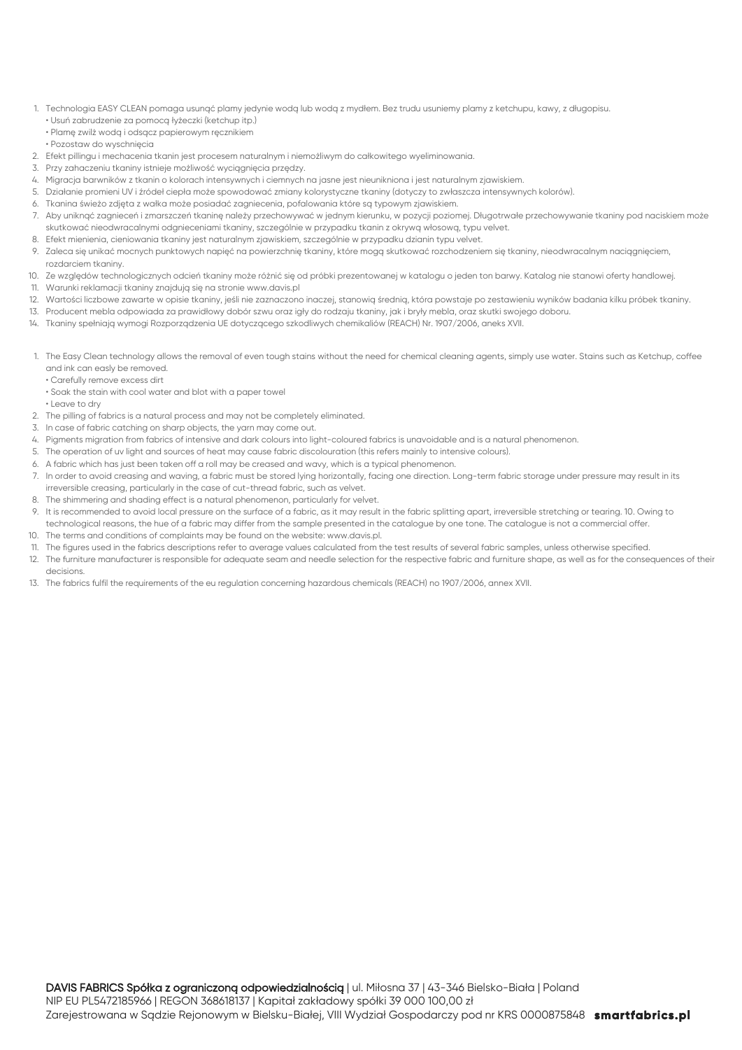1. Technologia EASY CLEAN pomaga usunąć plamy jedynie wodą lub wodą z mydłem. Bez trudu usuniemy plamy z ketchupu, kawy, z długopisu.
   • Usuń zabrudzenie za pomocą łyżeczki (ketchup itp.)
   • Plamę zwilż wodą i odsącz papierowym ręcznikiem
   • Pozostaw do wyschnięcia
2. Efekt pillingu i mechacenia tkanin jest procesem naturalnym i niemożliwym do całkowitego wyeliminowania.
3. Przy zahaczeniu tkaniny istnieje możliwość wyciągnięcia przędzy.
4. Migracja barwników z tkanin o kolorach intensywnych i ciemnych na jasne jest nieunikniona i jest naturalnym zjawiskiem.
5. Działanie promieni UV i źródeł ciepła może spowodować zmiany kolorystyczne tkaniny (dotyczy to zwłaszcza intensywnych kolorów).
6. Tkanina świeżo zdjęta z wałka może posiadać zagniecenia, pofalowania które są typowym zjawiskiem.
7. Aby uniknąć zagnieceń i zmarszczeń tkaninę należy przechowywać w jednym kierunku, w pozycji poziomej. Długotrwałe przechowywanie tkaniny pod naciskiem może skutkować nieodwracalnymi odgnieceniami tkaniny, szczególnie w przypadku tkanin z okrywą włosową, typu velvet.
8. Efekt mienienia, cieniowania tkaniny jest naturalnym zjawiskiem, szczególnie w przypadku dzianin typu velvet.
9. Zaleca się unikać mocnych punktowych napięć na powierzchnię tkaniny, które mogą skutkować rozchodzeniem się tkaniny, nieodwracalnym naciągnięciem, rozdarciem tkaniny.
10. Ze względów technologicznych odcień tkaniny może różnić się od próbki prezentowanej w katalogu o jeden ton barwy. Katalog nie stanowi oferty handlowej.
11. Warunki reklamacji tkaniny znajdują się na stronie www.davis.pl
12. Wartości liczbowe zawarte w opisie tkaniny, jeśli nie zaznaczono inaczej, stanowią średnią, która powstaje po zestawieniu wyników badania kilku próbek tkaniny.
13. Producent mebla odpowiada za prawidłowy dobór szwu oraz igły do rodzaju tkaniny, jak i bryły mebla, oraz skutki swojego doboru.
14. Tkaniny spełniają wymogi Rozporządzenia UE dotyczącego szkodliwych chemikaliów (REACH) Nr. 1907/2006, aneks XVII.

1. The Easy Clean technology allows the removal of even tough stains without the need for chemical cleaning agents, simply use water. Stains such as Ketchup, coffee and ink can easly be removed.
   • Carefully remove excess dirt
   • Soak the stain with cool water and blot with a paper towel
   • Leave to dry
2. The pilling of fabrics is a natural process and may not be completely eliminated.
3. In case of fabric catching on sharp objects, the yarn may come out.
4. Pigments migration from fabrics of intensive and dark colours into light-coloured fabrics is unavoidable and is a natural phenomenon.
5. The operation of uv light and sources of heat may cause fabric discolouration (this refers mainly to intensive colours).
6. A fabric which has just been taken off a roll may be creased and wavy, which is a typical phenomenon.
7. In order to avoid creasing and waving, a fabric must be stored lying horizontally, facing one direction. Long-term fabric storage under pressure may result in its irreversible creasing, particularly in the case of cut-thread fabric, such as velvet.
8. The shimmering and shading effect is a natural phenomenon, particularly for velvet.
9. It is recommended to avoid local pressure on the surface of a fabric, as it may result in the fabric splitting apart, irreversible stretching or tearing. 10. Owing to technological reasons, the hue of a fabric may differ from the sample presented in the catalogue by one tone. The catalogue is not a commercial offer.
10. The terms and conditions of complaints may be found on the website: www.davis.pl.
11. The figures used in the fabrics descriptions refer to average values calculated from the test results of several fabric samples, unless otherwise specified.
12. The furniture manufacturer is responsible for adequate seam and needle selection for the respective fabric and furniture shape, as well as for the consequences of their decisions.
13. The fabrics fulfil the requirements of the eu regulation concerning hazardous chemicals (REACH) no 1907/2006, annex XVII.

**DAVIS FABRICS Spółka z ograniczoną odpowiedzialnością** | ul. Miłosna 37 | 43-346 Bielsko-Biała | Poland
NIP EU PL5472185966 | REGON 368618137 | Kapitał zakładowy spółki 39 000 100,00 zł
Zarejestrowana w Sądzie Rejonowym w Bielsku-Białej, VIII Wydział Gospodarczy pod nr KRS 0000875848 **smartfabrics.pl**